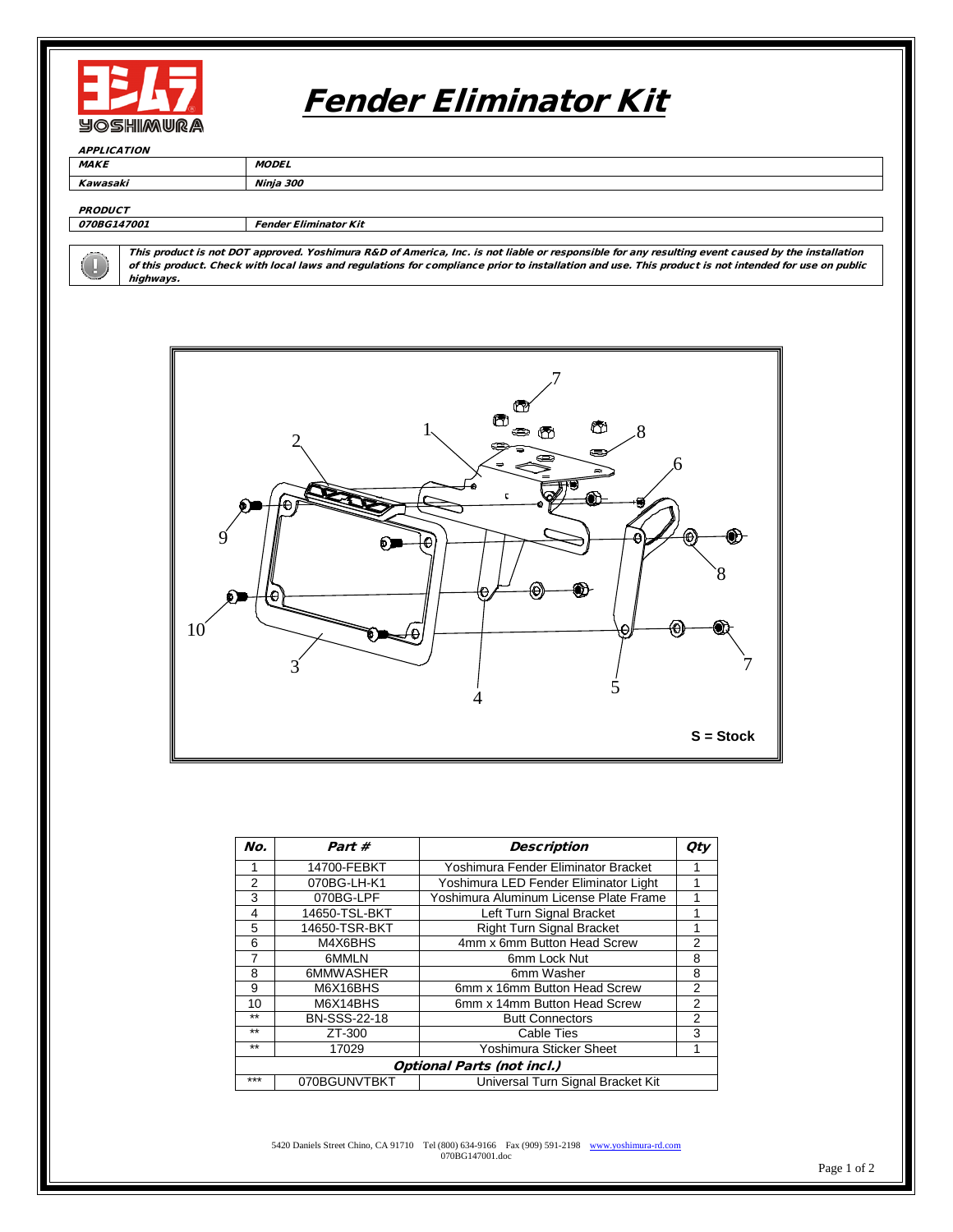# Fender Eliminator Kit

***APPLICATION***

| *MAKE* | *MODEL* |
|---|---|
| *Kawasaki* | *Ninja 300* |

***PRODUCT***

| *070BG147001* | *Fender Eliminator Kit* |
|---|---|

***This product is not DOT approved. Yoshimura R&D of America, Inc. is not liable or responsible for any resulting event caused by the installation of this product. Check with local laws and regulations for compliance prior to installation and use. This product is not intended for use on public highways.***

**S = Stock**

| No. | Part # | Description | Qty |
|---|---|---|---|
| 1 | 14700-FEBKT | Yoshimura Fender Eliminator Bracket | 1 |
| 2 | 070BG-LH-K1 | Yoshimura LED Fender Eliminator Light | 1 |
| 3 | 070BG-LPF | Yoshimura Aluminum License Plate Frame | 1 |
| 4 | 14650-TSL-BKT | Left Turn Signal Bracket | 1 |
| 5 | 14650-TSR-BKT | Right Turn Signal Bracket | 1 |
| 6 | M4X6BHS | 4mm x 6mm Button Head Screw | 2 |
| 7 | 6MMLN | 6mm Lock Nut | 8 |
| 8 | 6MMWASHER | 6mm Washer | 8 |
| 9 | M6X16BHS | 6mm x 16mm Button Head Screw | 2 |
| 10 | M6X14BHS | 6mm x 14mm Button Head Screw | 2 |
| ** | BN-SSS-22-18 | Butt Connectors | 2 |
| ** | ZT-300 | Cable Ties | 3 |
| ** | 17029 | Yoshimura Sticker Sheet | 1 |
| ***Optional Parts (not incl.)*** | | | |
| *** | 070BGUNVTBKT | Universal Turn Signal Bracket Kit | |

5420 Daniels Street Chino, CA 91710 Tel (800) 634-9166 Fax (909) 591-2198 www.yoshimura-rd.com
070BG147001.doc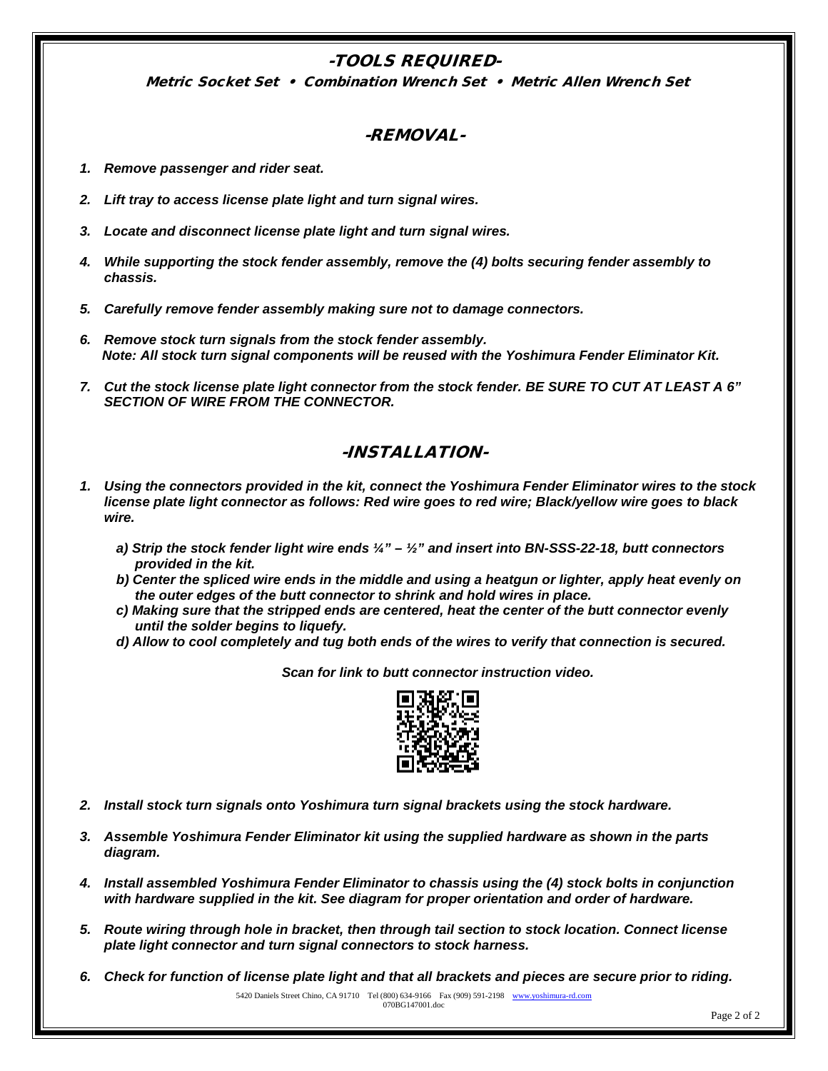## -TOOLS REQUIRED-

**Metric Socket Set • Combination Wrench Set • Metric Allen Wrench Set**

## -REMOVAL-

1. ***Remove passenger and rider seat.***
2. ***Lift tray to access license plate light and turn signal wires.***
3. ***Locate and disconnect license plate light and turn signal wires.***
4. ***While supporting the stock fender assembly, remove the (4) bolts securing fender assembly to chassis.***
5. ***Carefully remove fender assembly making sure not to damage connectors.***
6. ***Remove stock turn signals from the stock fender assembly.***
   ***Note: All stock turn signal components will be reused with the Yoshimura Fender Eliminator Kit.***
7. ***Cut the stock license plate light connector from the stock fender. BE SURE TO CUT AT LEAST A 6" SECTION OF WIRE FROM THE CONNECTOR.***

## -INSTALLATION-

1. ***Using the connectors provided in the kit, connect the Yoshimura Fender Eliminator wires to the stock license plate light connector as follows: Red wire goes to red wire; Black/yellow wire goes to black wire.***
   - ***a) Strip the stock fender light wire ends ¼" – ½" and insert into BN-SSS-22-18, butt connectors provided in the kit.***
   - ***b) Center the spliced wire ends in the middle and using a heatgun or lighter, apply heat evenly on the outer edges of the butt connector to shrink and hold wires in place.***
   - ***c) Making sure that the stripped ends are centered, heat the center of the butt connector evenly until the solder begins to liquefy.***
   - ***d) Allow to cool completely and tug both ends of the wires to verify that connection is secured.***

   ***Scan for link to butt connector instruction video.***

2. ***Install stock turn signals onto Yoshimura turn signal brackets using the stock hardware.***
3. ***Assemble Yoshimura Fender Eliminator kit using the supplied hardware as shown in the parts diagram.***
4. ***Install assembled Yoshimura Fender Eliminator to chassis using the (4) stock bolts in conjunction with hardware supplied in the kit. See diagram for proper orientation and order of hardware.***
5. ***Route wiring through hole in bracket, then through tail section to stock location. Connect license plate light connector and turn signal connectors to stock harness.***
6. ***Check for function of license plate light and that all brackets and pieces are secure prior to riding.***

5420 Daniels Street Chino, CA 91710 Tel (800) 634-9166 Fax (909) 591-2198 www.yoshimura-rd.com
070BG147001.doc